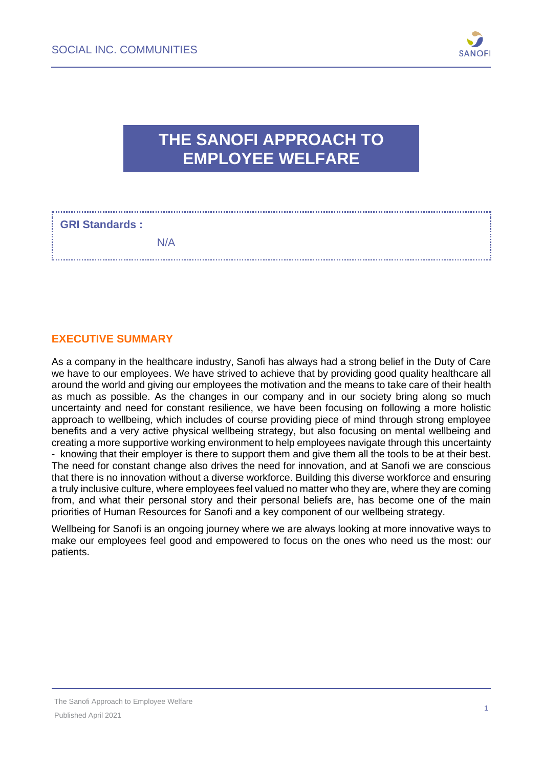# THE SANOFI APPROACH TO EMPLOYEE WELFARE

**GRI Standards :**

N/A

## EXECUTIVE SUMMARY

As a company in the healthcare industry, Sanofi has always had a strong belief in the Duty of Care we have to our employees. We have strived to achieve that by providing good quality healthcare all around the world and giving our employees the motivation and the means to take care of their health as much as possible. As the changes in our company and in our society bring along so much uncertainty and need for constant resilience, we have been focusing on following a more holistic approach to wellbeing, which includes of course providing piece of mind through strong employee benefits and a very active physical wellbeing strategy, but also focusing on mental wellbeing and creating a more supportive working environment to help employees navigate through this uncertainty - knowing that their employer is there to support them and give them all the tools to be at their best. The need for constant change also drives the need for innovation, and at Sanofi we are conscious that there is no innovation without a diverse workforce. Building this diverse workforce and ensuring a truly inclusive culture, where employees feel valued no matter who they are, where they are coming from, and what their personal story and their personal beliefs are, has become one of the main priorities of Human Resources for Sanofi and a key component of our wellbeing strategy.

Wellbeing for Sanofi is an ongoing journey where we are always looking at more innovative ways to make our employees feel good and empowered to focus on the ones who need us the most: our patients.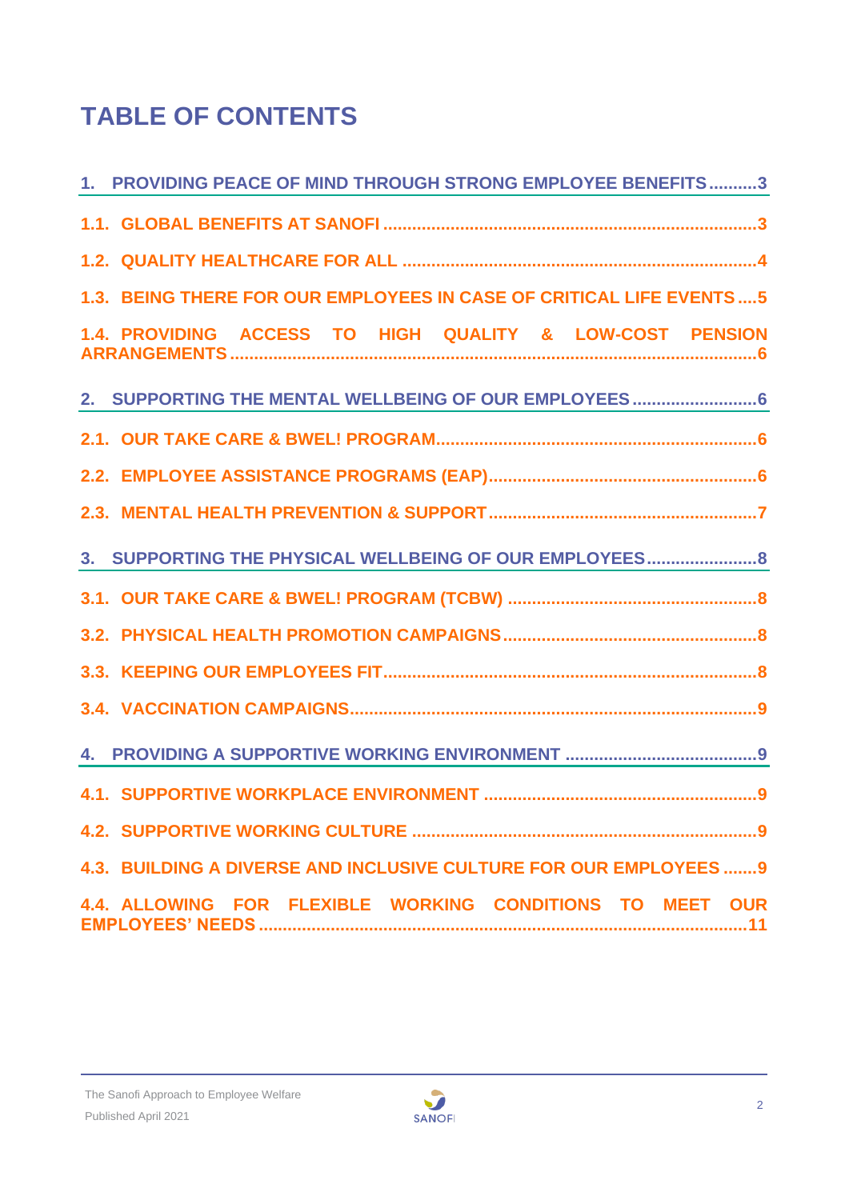# TABLE OF CONTENTS

1. PROVIDING PEACE OF MIND THROUGH STRONG EMPLOYEE BENEFITS .......... 3

1.1. GLOBAL BENEFITS AT SANOFI .......... 3

1.2. QUALITY HEALTHCARE FOR ALL .......... 4

1.3. BEING THERE FOR OUR EMPLOYEES IN CASE OF CRITICAL LIFE EVENTS .......... 5

1.4. PROVIDING ACCESS TO HIGH QUALITY & LOW-COST PENSION ARRANGEMENTS .......... 6

2. SUPPORTING THE MENTAL WELLBEING OF OUR EMPLOYEES .......... 6

2.1. OUR TAKE CARE & BWEL! PROGRAM .......... 6

2.2. EMPLOYEE ASSISTANCE PROGRAMS (EAP) .......... 6

2.3. MENTAL HEALTH PREVENTION & SUPPORT .......... 7

3. SUPPORTING THE PHYSICAL WELLBEING OF OUR EMPLOYEES .......... 8

3.1. OUR TAKE CARE & BWEL! PROGRAM (TCBW) .......... 8

3.2. PHYSICAL HEALTH PROMOTION CAMPAIGNS .......... 8

3.3. KEEPING OUR EMPLOYEES FIT .......... 8

3.4. VACCINATION CAMPAIGNS .......... 9

4. PROVIDING A SUPPORTIVE WORKING ENVIRONMENT .......... 9

4.1. SUPPORTIVE WORKPLACE ENVIRONMENT .......... 9

4.2. SUPPORTIVE WORKING CULTURE .......... 9

4.3. BUILDING A DIVERSE AND INCLUSIVE CULTURE FOR OUR EMPLOYEES .......... 9

4.4. ALLOWING FOR FLEXIBLE WORKING CONDITIONS TO MEET OUR EMPLOYEES' NEEDS .......... 11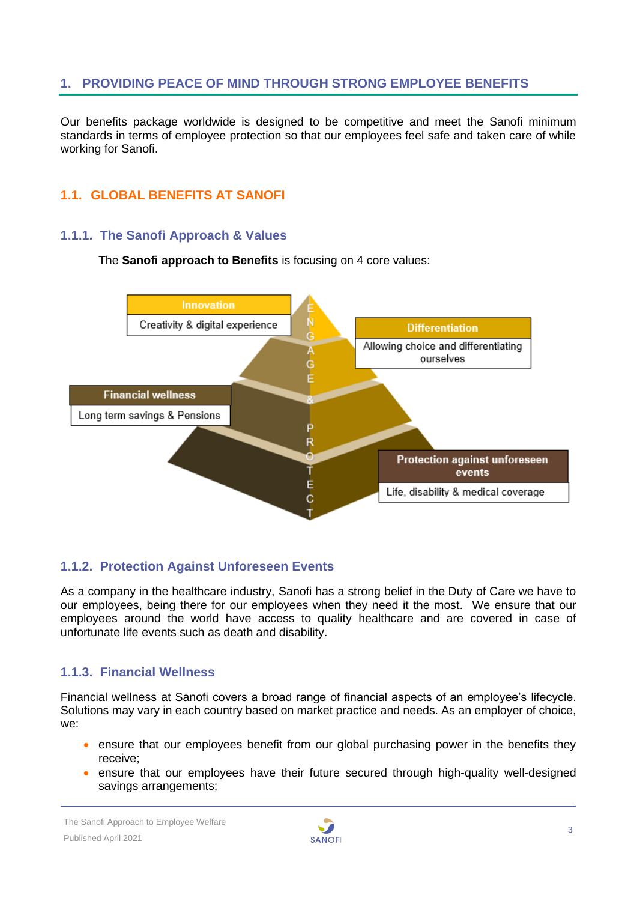## 1. PROVIDING PEACE OF MIND THROUGH STRONG EMPLOYEE BENEFITS

Our benefits package worldwide is designed to be competitive and meet the Sanofi minimum standards in terms of employee protection so that our employees feel safe and taken care of while working for Sanofi.

### 1.1. GLOBAL BENEFITS AT SANOFI

#### 1.1.1. The Sanofi Approach & Values

The **Sanofi approach to Benefits** is focusing on 4 core values:

**Innovation**
Creativity & digital experience

**Differentiation**
Allowing choice and differentiating ourselves

**Financial wellness**
Long term savings & Pensions

**Protection against unforeseen events**
Life, disability & medical coverage

ENGAGE & PROTECT

#### 1.1.2. Protection Against Unforeseen Events

As a company in the healthcare industry, Sanofi has a strong belief in the Duty of Care we have to our employees, being there for our employees when they need it the most. We ensure that our employees around the world have access to quality healthcare and are covered in case of unfortunate life events such as death and disability.

#### 1.1.3. Financial Wellness

Financial wellness at Sanofi covers a broad range of financial aspects of an employee's lifecycle. Solutions may vary in each country based on market practice and needs. As an employer of choice, we:

- ensure that our employees benefit from our global purchasing power in the benefits they receive;
- ensure that our employees have their future secured through high-quality well-designed savings arrangements;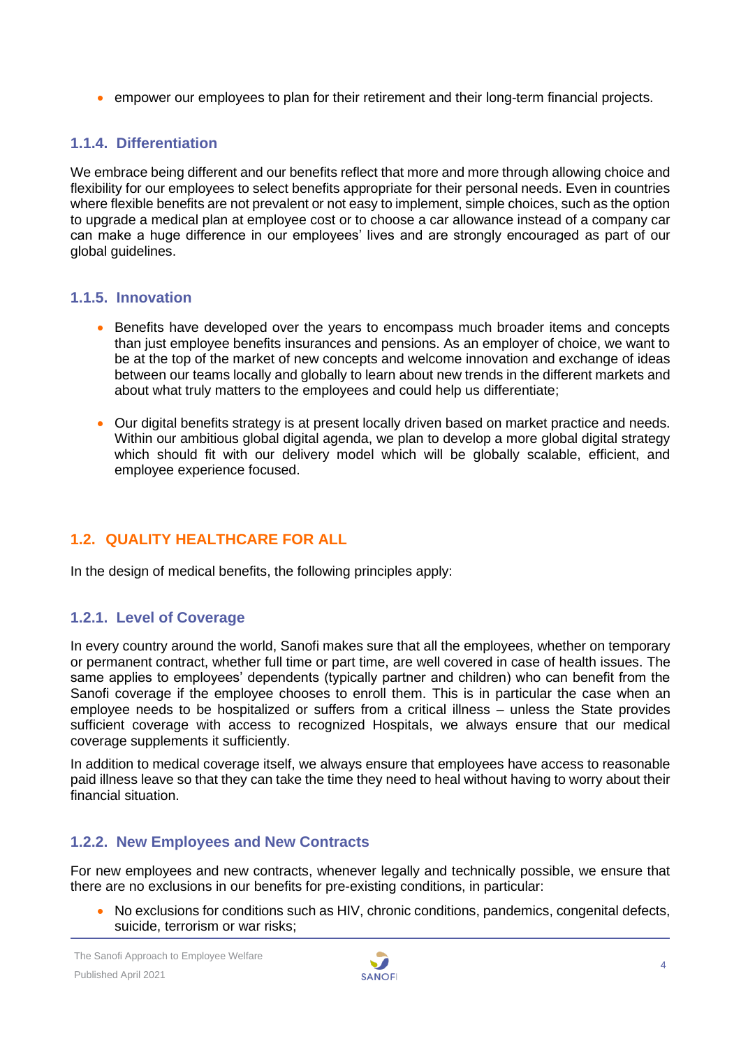- empower our employees to plan for their retirement and their long-term financial projects.

### 1.1.4. Differentiation

We embrace being different and our benefits reflect that more and more through allowing choice and flexibility for our employees to select benefits appropriate for their personal needs. Even in countries where flexible benefits are not prevalent or not easy to implement, simple choices, such as the option to upgrade a medical plan at employee cost or to choose a car allowance instead of a company car can make a huge difference in our employees' lives and are strongly encouraged as part of our global guidelines.

### 1.1.5. Innovation

- Benefits have developed over the years to encompass much broader items and concepts than just employee benefits insurances and pensions. As an employer of choice, we want to be at the top of the market of new concepts and welcome innovation and exchange of ideas between our teams locally and globally to learn about new trends in the different markets and about what truly matters to the employees and could help us differentiate;

- Our digital benefits strategy is at present locally driven based on market practice and needs. Within our ambitious global digital agenda, we plan to develop a more global digital strategy which should fit with our delivery model which will be globally scalable, efficient, and employee experience focused.

## 1.2. QUALITY HEALTHCARE FOR ALL

In the design of medical benefits, the following principles apply:

### 1.2.1. Level of Coverage

In every country around the world, Sanofi makes sure that all the employees, whether on temporary or permanent contract, whether full time or part time, are well covered in case of health issues. The same applies to employees' dependents (typically partner and children) who can benefit from the Sanofi coverage if the employee chooses to enroll them. This is in particular the case when an employee needs to be hospitalized or suffers from a critical illness – unless the State provides sufficient coverage with access to recognized Hospitals, we always ensure that our medical coverage supplements it sufficiently.

In addition to medical coverage itself, we always ensure that employees have access to reasonable paid illness leave so that they can take the time they need to heal without having to worry about their financial situation.

### 1.2.2. New Employees and New Contracts

For new employees and new contracts, whenever legally and technically possible, we ensure that there are no exclusions in our benefits for pre-existing conditions, in particular:

- No exclusions for conditions such as HIV, chronic conditions, pandemics, congenital defects, suicide, terrorism or war risks;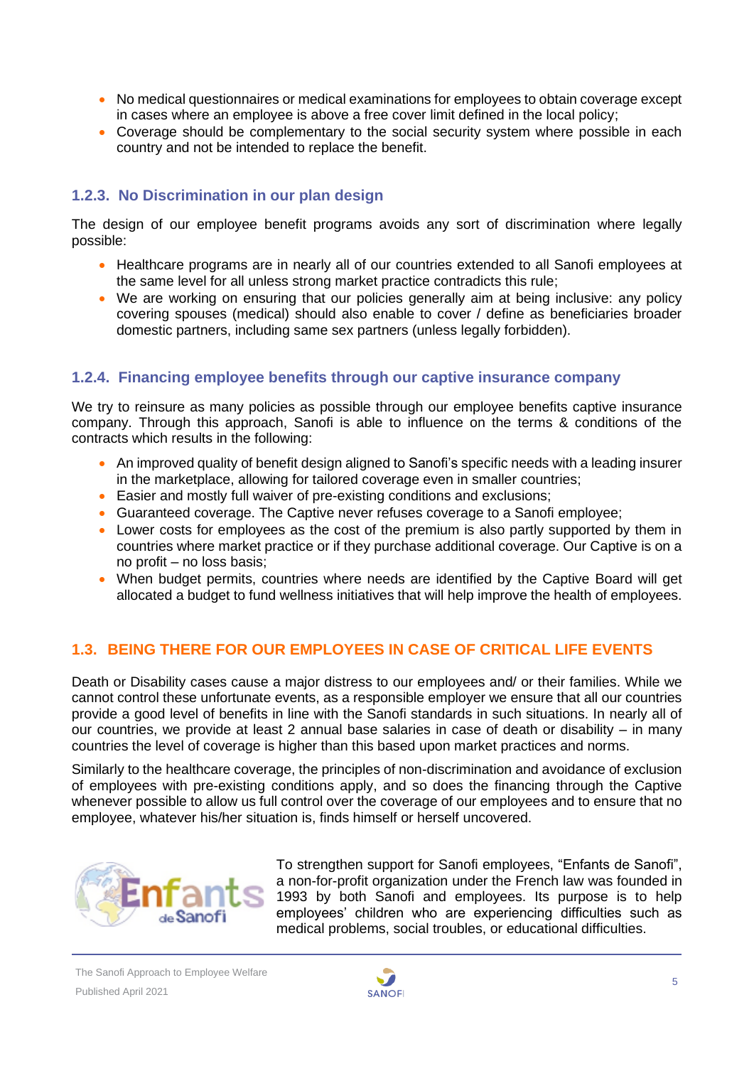- No medical questionnaires or medical examinations for employees to obtain coverage except in cases where an employee is above a free cover limit defined in the local policy;
- Coverage should be complementary to the social security system where possible in each country and not be intended to replace the benefit.

### 1.2.3. No Discrimination in our plan design

The design of our employee benefit programs avoids any sort of discrimination where legally possible:

- Healthcare programs are in nearly all of our countries extended to all Sanofi employees at the same level for all unless strong market practice contradicts this rule;
- We are working on ensuring that our policies generally aim at being inclusive: any policy covering spouses (medical) should also enable to cover / define as beneficiaries broader domestic partners, including same sex partners (unless legally forbidden).

### 1.2.4. Financing employee benefits through our captive insurance company

We try to reinsure as many policies as possible through our employee benefits captive insurance company. Through this approach, Sanofi is able to influence on the terms & conditions of the contracts which results in the following:

- An improved quality of benefit design aligned to Sanofi's specific needs with a leading insurer in the marketplace, allowing for tailored coverage even in smaller countries;
- Easier and mostly full waiver of pre-existing conditions and exclusions;
- Guaranteed coverage. The Captive never refuses coverage to a Sanofi employee;
- Lower costs for employees as the cost of the premium is also partly supported by them in countries where market practice or if they purchase additional coverage. Our Captive is on a no profit – no loss basis;
- When budget permits, countries where needs are identified by the Captive Board will get allocated a budget to fund wellness initiatives that will help improve the health of employees.

## 1.3. BEING THERE FOR OUR EMPLOYEES IN CASE OF CRITICAL LIFE EVENTS

Death or Disability cases cause a major distress to our employees and/ or their families. While we cannot control these unfortunate events, as a responsible employer we ensure that all our countries provide a good level of benefits in line with the Sanofi standards in such situations. In nearly all of our countries, we provide at least 2 annual base salaries in case of death or disability – in many countries the level of coverage is higher than this based upon market practices and norms.

Similarly to the healthcare coverage, the principles of non-discrimination and avoidance of exclusion of employees with pre-existing conditions apply, and so does the financing through the Captive whenever possible to allow us full control over the coverage of our employees and to ensure that no employee, whatever his/her situation is, finds himself or herself uncovered.

To strengthen support for Sanofi employees, "Enfants de Sanofi", a non-for-profit organization under the French law was founded in 1993 by both Sanofi and employees. Its purpose is to help employees' children who are experiencing difficulties such as medical problems, social troubles, or educational difficulties.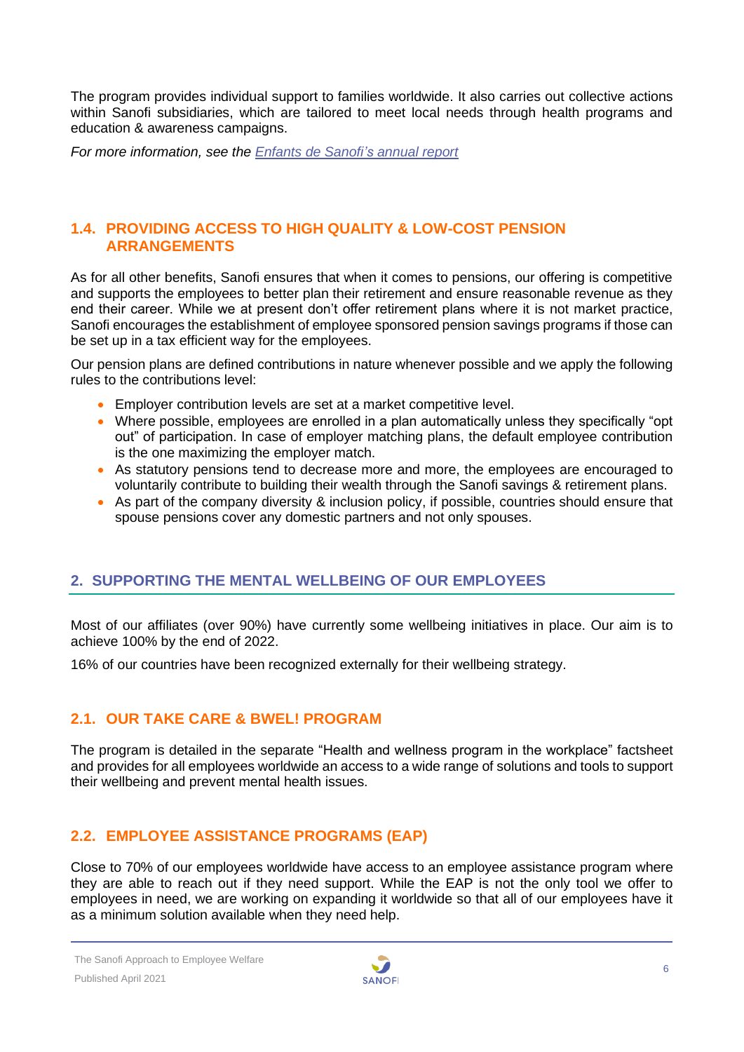The program provides individual support to families worldwide. It also carries out collective actions within Sanofi subsidiaries, which are tailored to meet local needs through health programs and education & awareness campaigns.

*For more information, see the [Enfants de Sanofi's annual report]()*

### 1.4. PROVIDING ACCESS TO HIGH QUALITY & LOW-COST PENSION ARRANGEMENTS

As for all other benefits, Sanofi ensures that when it comes to pensions, our offering is competitive and supports the employees to better plan their retirement and ensure reasonable revenue as they end their career. While we at present don't offer retirement plans where it is not market practice, Sanofi encourages the establishment of employee sponsored pension savings programs if those can be set up in a tax efficient way for the employees.

Our pension plans are defined contributions in nature whenever possible and we apply the following rules to the contributions level:

- Employer contribution levels are set at a market competitive level.
- Where possible, employees are enrolled in a plan automatically unless they specifically "opt out" of participation. In case of employer matching plans, the default employee contribution is the one maximizing the employer match.
- As statutory pensions tend to decrease more and more, the employees are encouraged to voluntarily contribute to building their wealth through the Sanofi savings & retirement plans.
- As part of the company diversity & inclusion policy, if possible, countries should ensure that spouse pensions cover any domestic partners and not only spouses.

## 2. SUPPORTING THE MENTAL WELLBEING OF OUR EMPLOYEES

Most of our affiliates (over 90%) have currently some wellbeing initiatives in place. Our aim is to achieve 100% by the end of 2022.

16% of our countries have been recognized externally for their wellbeing strategy.

### 2.1. OUR TAKE CARE & BWEL! PROGRAM

The program is detailed in the separate "Health and wellness program in the workplace" factsheet and provides for all employees worldwide an access to a wide range of solutions and tools to support their wellbeing and prevent mental health issues.

### 2.2. EMPLOYEE ASSISTANCE PROGRAMS (EAP)

Close to 70% of our employees worldwide have access to an employee assistance program where they are able to reach out if they need support. While the EAP is not the only tool we offer to employees in need, we are working on expanding it worldwide so that all of our employees have it as a minimum solution available when they need help.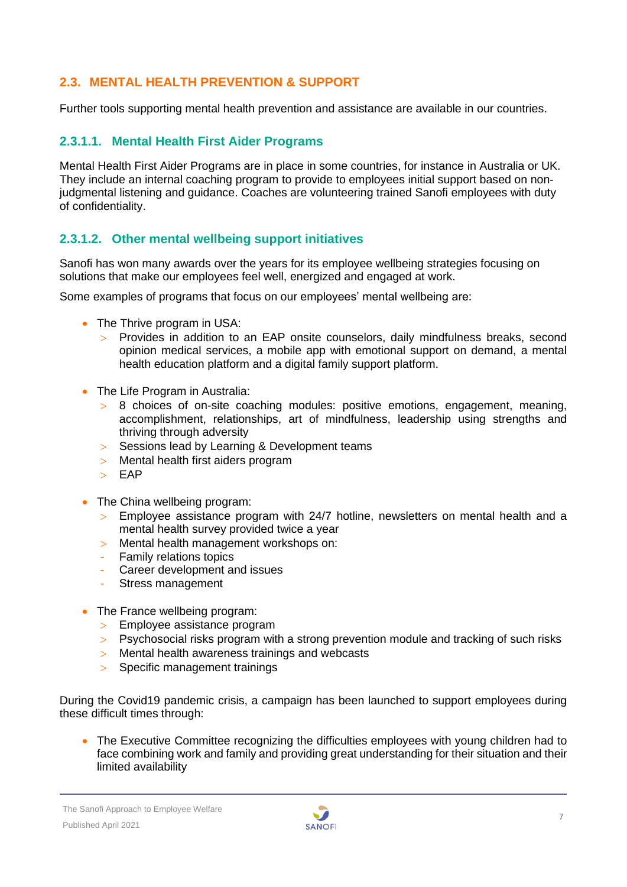## 2.3. MENTAL HEALTH PREVENTION & SUPPORT

Further tools supporting mental health prevention and assistance are available in our countries.

### 2.3.1.1. Mental Health First Aider Programs

Mental Health First Aider Programs are in place in some countries, for instance in Australia or UK. They include an internal coaching program to provide to employees initial support based on non-judgmental listening and guidance. Coaches are volunteering trained Sanofi employees with duty of confidentiality.

### 2.3.1.2. Other mental wellbeing support initiatives

Sanofi has won many awards over the years for its employee wellbeing strategies focusing on solutions that make our employees feel well, energized and engaged at work.

Some examples of programs that focus on our employees' mental wellbeing are:

- The Thrive program in USA:
  - Provides in addition to an EAP onsite counselors, daily mindfulness breaks, second opinion medical services, a mobile app with emotional support on demand, a mental health education platform and a digital family support platform.

- The Life Program in Australia:
  - 8 choices of on-site coaching modules: positive emotions, engagement, meaning, accomplishment, relationships, art of mindfulness, leadership using strengths and thriving through adversity
  - Sessions lead by Learning & Development teams
  - Mental health first aiders program
  - EAP

- The China wellbeing program:
  - Employee assistance program with 24/7 hotline, newsletters on mental health and a mental health survey provided twice a year
  - Mental health management workshops on:
    - Family relations topics
    - Career development and issues
    - Stress management

- The France wellbeing program:
  - Employee assistance program
  - Psychosocial risks program with a strong prevention module and tracking of such risks
  - Mental health awareness trainings and webcasts
  - Specific management trainings

During the Covid19 pandemic crisis, a campaign has been launched to support employees during these difficult times through:

- The Executive Committee recognizing the difficulties employees with young children had to face combining work and family and providing great understanding for their situation and their limited availability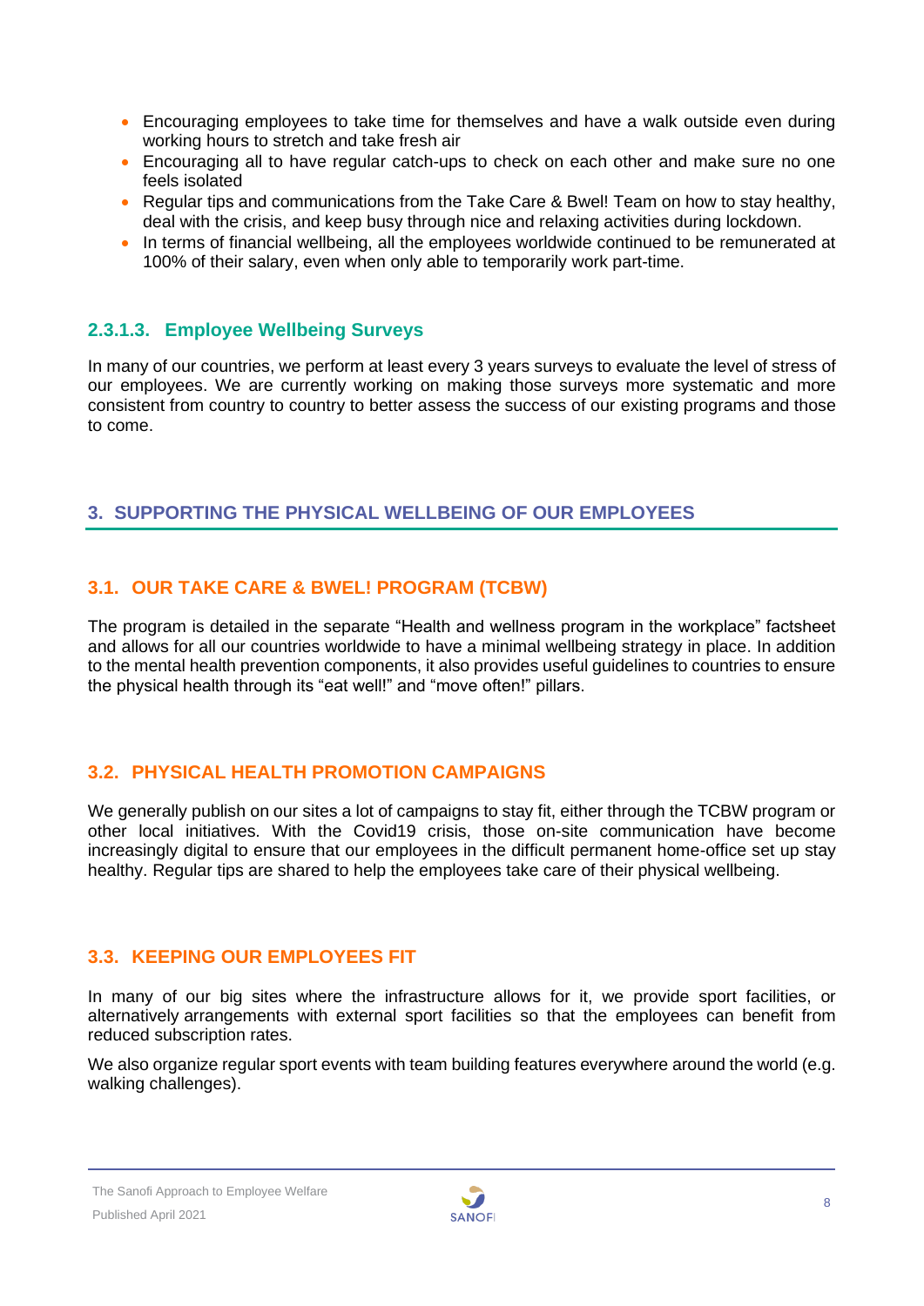- Encouraging employees to take time for themselves and have a walk outside even during working hours to stretch and take fresh air
- Encouraging all to have regular catch-ups to check on each other and make sure no one feels isolated
- Regular tips and communications from the Take Care & Bwel! Team on how to stay healthy, deal with the crisis, and keep busy through nice and relaxing activities during lockdown.
- In terms of financial wellbeing, all the employees worldwide continued to be remunerated at 100% of their salary, even when only able to temporarily work part-time.

#### 2.3.1.3. Employee Wellbeing Surveys

In many of our countries, we perform at least every 3 years surveys to evaluate the level of stress of our employees. We are currently working on making those surveys more systematic and more consistent from country to country to better assess the success of our existing programs and those to come.

## 3. SUPPORTING THE PHYSICAL WELLBEING OF OUR EMPLOYEES

### 3.1. OUR TAKE CARE & BWEL! PROGRAM (TCBW)

The program is detailed in the separate "Health and wellness program in the workplace" factsheet and allows for all our countries worldwide to have a minimal wellbeing strategy in place. In addition to the mental health prevention components, it also provides useful guidelines to countries to ensure the physical health through its "eat well!" and "move often!" pillars.

### 3.2. PHYSICAL HEALTH PROMOTION CAMPAIGNS

We generally publish on our sites a lot of campaigns to stay fit, either through the TCBW program or other local initiatives. With the Covid19 crisis, those on-site communication have become increasingly digital to ensure that our employees in the difficult permanent home-office set up stay healthy. Regular tips are shared to help the employees take care of their physical wellbeing.

### 3.3. KEEPING OUR EMPLOYEES FIT

In many of our big sites where the infrastructure allows for it, we provide sport facilities, or alternatively arrangements with external sport facilities so that the employees can benefit from reduced subscription rates.

We also organize regular sport events with team building features everywhere around the world (e.g. walking challenges).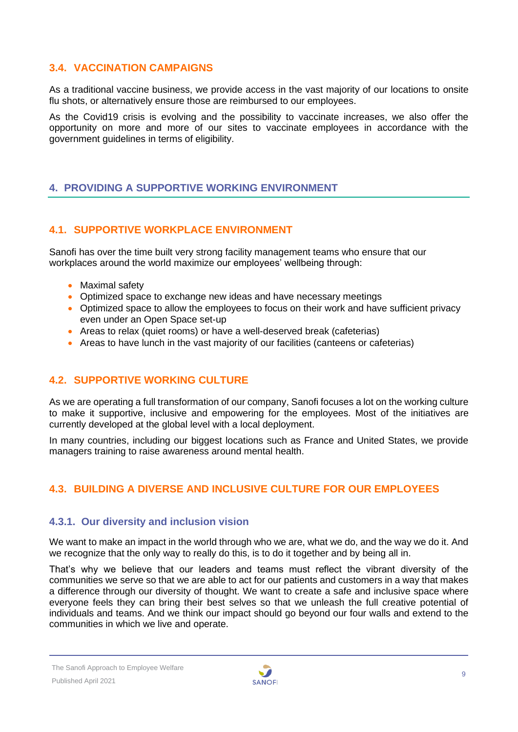### 3.4. VACCINATION CAMPAIGNS

As a traditional vaccine business, we provide access in the vast majority of our locations to onsite flu shots, or alternatively ensure those are reimbursed to our employees.

As the Covid19 crisis is evolving and the possibility to vaccinate increases, we also offer the opportunity on more and more of our sites to vaccinate employees in accordance with the government guidelines in terms of eligibility.

## 4. PROVIDING A SUPPORTIVE WORKING ENVIRONMENT

### 4.1. SUPPORTIVE WORKPLACE ENVIRONMENT

Sanofi has over the time built very strong facility management teams who ensure that our workplaces around the world maximize our employees' wellbeing through:

- Maximal safety
- Optimized space to exchange new ideas and have necessary meetings
- Optimized space to allow the employees to focus on their work and have sufficient privacy even under an Open Space set-up
- Areas to relax (quiet rooms) or have a well-deserved break (cafeterias)
- Areas to have lunch in the vast majority of our facilities (canteens or cafeterias)

### 4.2. SUPPORTIVE WORKING CULTURE

As we are operating a full transformation of our company, Sanofi focuses a lot on the working culture to make it supportive, inclusive and empowering for the employees. Most of the initiatives are currently developed at the global level with a local deployment.

In many countries, including our biggest locations such as France and United States, we provide managers training to raise awareness around mental health.

### 4.3. BUILDING A DIVERSE AND INCLUSIVE CULTURE FOR OUR EMPLOYEES

#### 4.3.1. Our diversity and inclusion vision

We want to make an impact in the world through who we are, what we do, and the way we do it. And we recognize that the only way to really do this, is to do it together and by being all in.

That's why we believe that our leaders and teams must reflect the vibrant diversity of the communities we serve so that we are able to act for our patients and customers in a way that makes a difference through our diversity of thought. We want to create a safe and inclusive space where everyone feels they can bring their best selves so that we unleash the full creative potential of individuals and teams. And we think our impact should go beyond our four walls and extend to the communities in which we live and operate.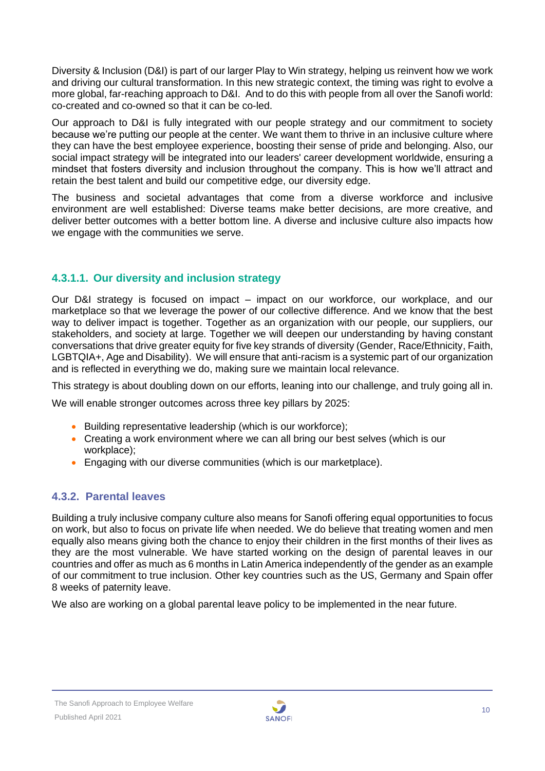Diversity & Inclusion (D&I) is part of our larger Play to Win strategy, helping us reinvent how we work and driving our cultural transformation. In this new strategic context, the timing was right to evolve a more global, far-reaching approach to D&I. And to do this with people from all over the Sanofi world: co-created and co-owned so that it can be co-led.

Our approach to D&I is fully integrated with our people strategy and our commitment to society because we're putting our people at the center. We want them to thrive in an inclusive culture where they can have the best employee experience, boosting their sense of pride and belonging. Also, our social impact strategy will be integrated into our leaders' career development worldwide, ensuring a mindset that fosters diversity and inclusion throughout the company. This is how we'll attract and retain the best talent and build our competitive edge, our diversity edge.

The business and societal advantages that come from a diverse workforce and inclusive environment are well established: Diverse teams make better decisions, are more creative, and deliver better outcomes with a better bottom line. A diverse and inclusive culture also impacts how we engage with the communities we serve.

#### 4.3.1.1. Our diversity and inclusion strategy

Our D&I strategy is focused on impact – impact on our workforce, our workplace, and our marketplace so that we leverage the power of our collective difference. And we know that the best way to deliver impact is together. Together as an organization with our people, our suppliers, our stakeholders, and society at large. Together we will deepen our understanding by having constant conversations that drive greater equity for five key strands of diversity (Gender, Race/Ethnicity, Faith, LGBTQIA+, Age and Disability). We will ensure that anti-racism is a systemic part of our organization and is reflected in everything we do, making sure we maintain local relevance.

This strategy is about doubling down on our efforts, leaning into our challenge, and truly going all in.

We will enable stronger outcomes across three key pillars by 2025:

- Building representative leadership (which is our workforce);
- Creating a work environment where we can all bring our best selves (which is our workplace);
- Engaging with our diverse communities (which is our marketplace).

### 4.3.2. Parental leaves

Building a truly inclusive company culture also means for Sanofi offering equal opportunities to focus on work, but also to focus on private life when needed. We do believe that treating women and men equally also means giving both the chance to enjoy their children in the first months of their lives as they are the most vulnerable. We have started working on the design of parental leaves in our countries and offer as much as 6 months in Latin America independently of the gender as an example of our commitment to true inclusion. Other key countries such as the US, Germany and Spain offer 8 weeks of paternity leave.

We also are working on a global parental leave policy to be implemented in the near future.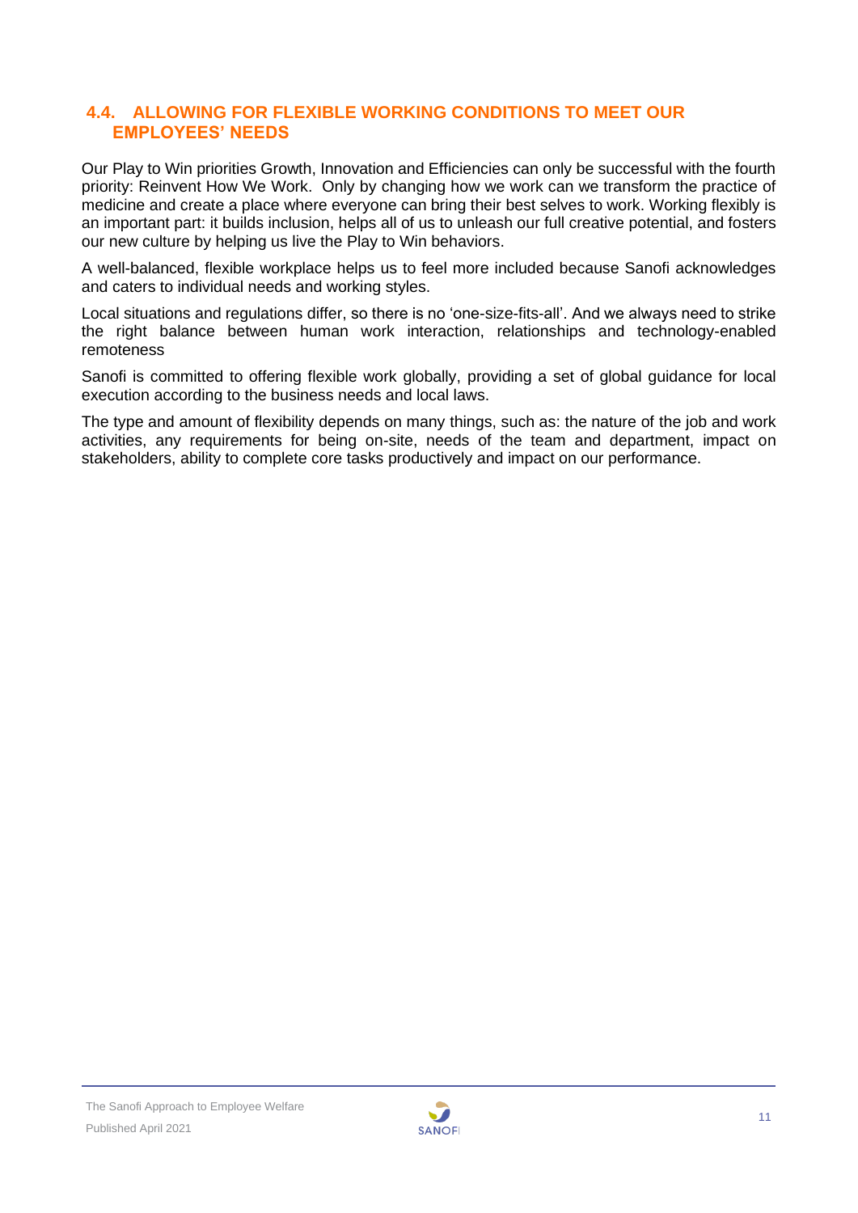## 4.4. ALLOWING FOR FLEXIBLE WORKING CONDITIONS TO MEET OUR EMPLOYEES' NEEDS

Our Play to Win priorities Growth, Innovation and Efficiencies can only be successful with the fourth priority: Reinvent How We Work. Only by changing how we work can we transform the practice of medicine and create a place where everyone can bring their best selves to work. Working flexibly is an important part: it builds inclusion, helps all of us to unleash our full creative potential, and fosters our new culture by helping us live the Play to Win behaviors.

A well-balanced, flexible workplace helps us to feel more included because Sanofi acknowledges and caters to individual needs and working styles.

Local situations and regulations differ, so there is no 'one-size-fits-all'. And we always need to strike the right balance between human work interaction, relationships and technology-enabled remoteness

Sanofi is committed to offering flexible work globally, providing a set of global guidance for local execution according to the business needs and local laws.

The type and amount of flexibility depends on many things, such as: the nature of the job and work activities, any requirements for being on-site, needs of the team and department, impact on stakeholders, ability to complete core tasks productively and impact on our performance.